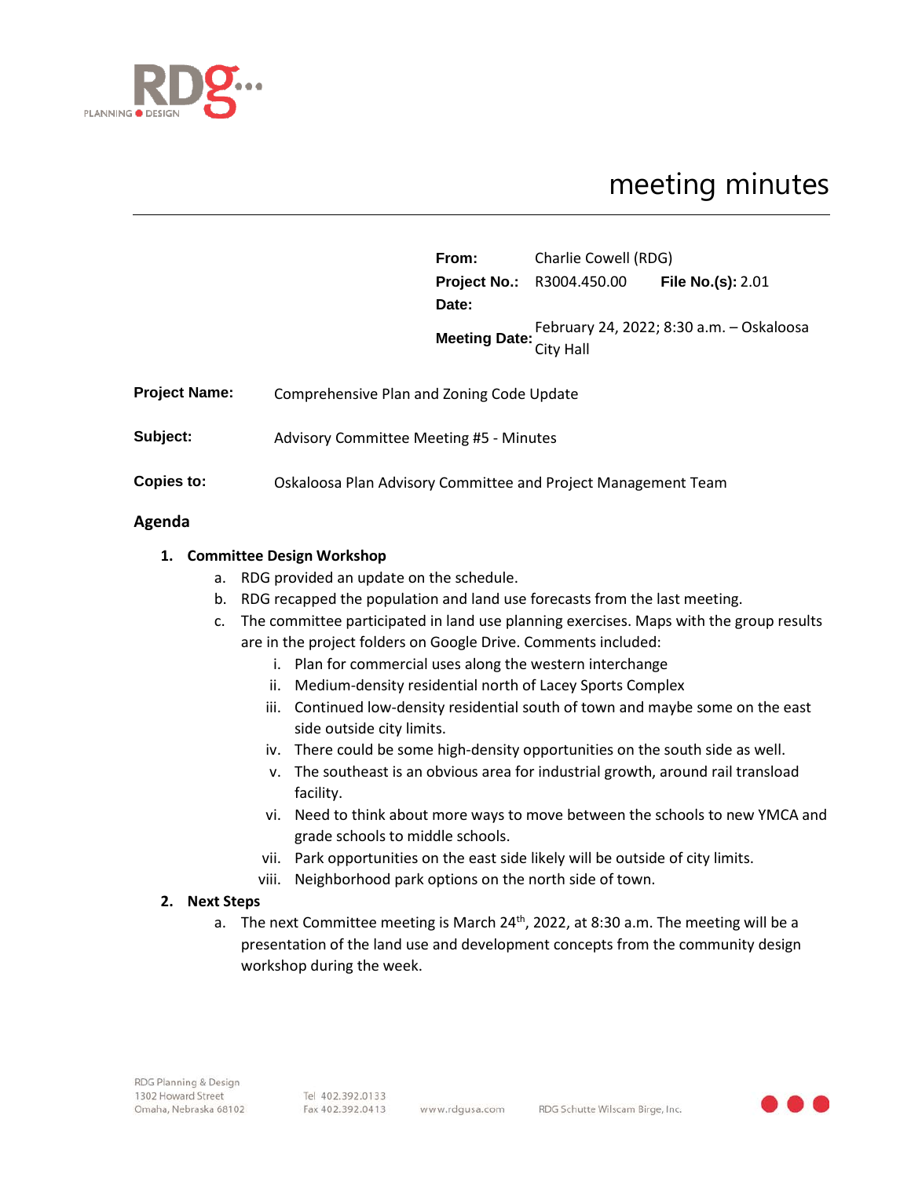# meeting minutes

| | | | |
|---|---|---|---|
| **From:** | Charlie Cowell (RDG) | | |
| **Project No.:** | R3004.450.00 | **File No.(s):** | 2.01 |
| **Date:** | | | |
| **Meeting Date:** | February 24, 2022; 8:30 a.m. – Oskaloosa City Hall | | |

**Project Name:** Comprehensive Plan and Zoning Code Update

**Subject:** Advisory Committee Meeting #5 - Minutes

**Copies to:** Oskaloosa Plan Advisory Committee and Project Management Team

## Agenda

1. **Committee Design Workshop**
   a. RDG provided an update on the schedule.
   b. RDG recapped the population and land use forecasts from the last meeting.
   c. The committee participated in land use planning exercises. Maps with the group results are in the project folders on Google Drive. Comments included:
      i. Plan for commercial uses along the western interchange
      ii. Medium-density residential north of Lacey Sports Complex
      iii. Continued low-density residential south of town and maybe some on the east side outside city limits.
      iv. There could be some high-density opportunities on the south side as well.
      v. The southeast is an obvious area for industrial growth, around rail transload facility.
      vi. Need to think about more ways to move between the schools to new YMCA and grade schools to middle schools.
      vii. Park opportunities on the east side likely will be outside of city limits.
      viii. Neighborhood park options on the north side of town.
2. **Next Steps**
   a. The next Committee meeting is March 24th, 2022, at 8:30 a.m. The meeting will be a presentation of the land use and development concepts from the community design workshop during the week.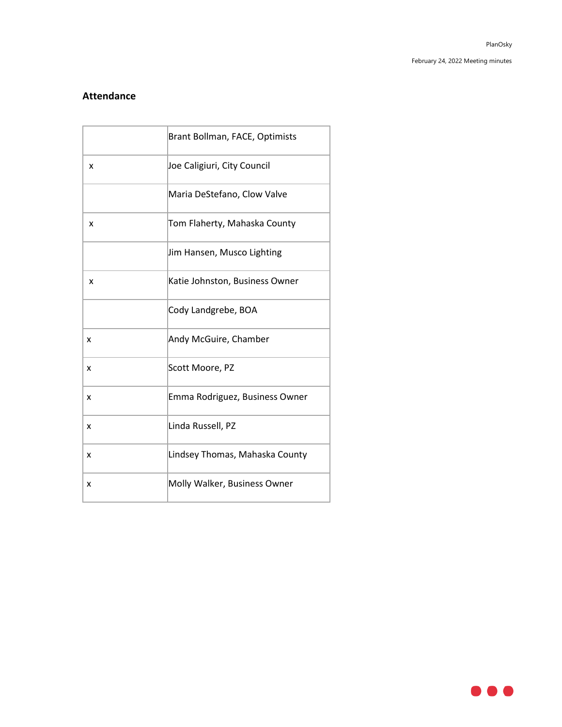## Attendance

| | |
|---|---|
| | Brant Bollman, FACE, Optimists |
| x | Joe Caligiuri, City Council |
| | Maria DeStefano, Clow Valve |
| x | Tom Flaherty, Mahaska County |
| | Jim Hansen, Musco Lighting |
| x | Katie Johnston, Business Owner |
| | Cody Landgrebe, BOA |
| x | Andy McGuire, Chamber |
| x | Scott Moore, PZ |
| x | Emma Rodriguez, Business Owner |
| x | Linda Russell, PZ |
| x | Lindsey Thomas, Mahaska County |
| x | Molly Walker, Business Owner |